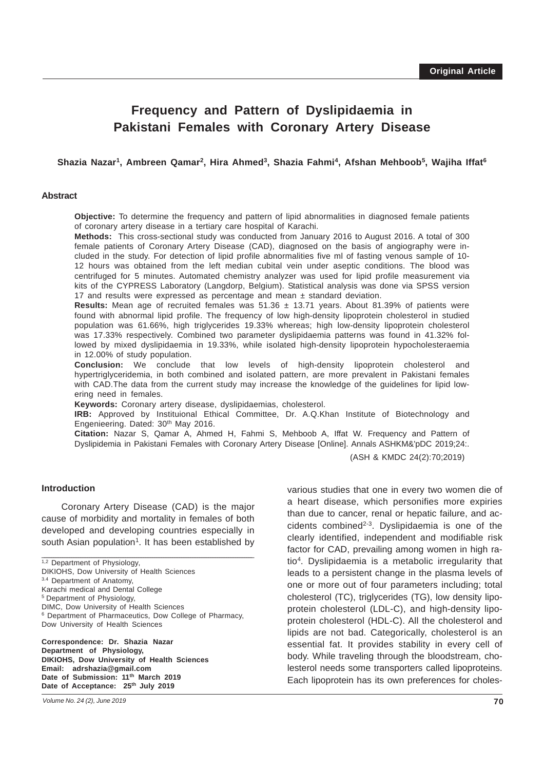Original Article

# Frequency and Pattern of Dyslipidaemia in Pakistani Females with Coronary Artery Disease

**Shazia Nazar[1], Ambreen Qamar[2], Hira Ahmed[3], Shazia Fahmi[4], Afshan Mehboob[5], Wajiha Iffat[6]**

## Abstract

**Objective:** To determine the frequency and pattern of lipid abnormalities in diagnosed female patients of coronary artery disease in a tertiary care hospital of Karachi.

**Methods:** This cross-sectional study was conducted from January 2016 to August 2016. A total of 300 female patients of Coronary Artery Disease (CAD), diagnosed on the basis of angiography were included in the study. For detection of lipid profile abnormalities five ml of fasting venous sample of 10-12 hours was obtained from the left median cubital vein under aseptic conditions. The blood was centrifuged for 5 minutes. Automated chemistry analyzer was used for lipid profile measurement via kits of the CYPRESS Laboratory (Langdorp, Belgium). Statistical analysis was done via SPSS version 17 and results were expressed as percentage and mean ± standard deviation.

**Results:** Mean age of recruited females was 51.36 ± 13.71 years. About 81.39% of patients were found with abnormal lipid profile. The frequency of low high-density lipoprotein cholesterol in studied population was 61.66%, high triglycerides 19.33% whereas; high low-density lipoprotein cholesterol was 17.33% respectively. Combined two parameter dyslipidaemia patterns was found in 41.32% followed by mixed dyslipidaemia in 19.33%, while isolated high-density lipoprotein hypocholesteraemia in 12.00% of study population.

**Conclusion:** We conclude that low levels of high-density lipoprotein cholesterol and hypertriglyceridemia, in both combined and isolated pattern, are more prevalent in Pakistani females with CAD.The data from the current study may increase the knowledge of the guidelines for lipid lowering need in females.

**Keywords:** Coronary artery disease, dyslipidaemias, cholesterol.

**IRB:** Approved by Instituional Ethical Committee, Dr. A.Q.Khan Institute of Biotechnology and Engenieering. Dated: 30th May 2016.

**Citation:** Nazar S, Qamar A, Ahmed H, Fahmi S, Mehboob A, Iffat W. Frequency and Pattern of Dyslipidemia in Pakistani Females with Coronary Artery Disease [Online]. Annals ASHKM&'pDC 2019;24:.

(ASH & KMDC 24(2):70;2019)

## Introduction

Coronary Artery Disease (CAD) is the major cause of morbidity and mortality in females of both developed and developing countries especially in south Asian population[1]. It has been established by various studies that one in every two women die of a heart disease, which personifies more expiries than due to cancer, renal or hepatic failure, and accidents combined[2-3]. Dyslipidaemia is one of the clearly identified, independent and modifiable risk factor for CAD, prevailing among women in high ratio[4]. Dyslipidaemia is a metabolic irregularity that leads to a persistent change in the plasma levels of one or more out of four parameters including; total cholesterol (TC), triglycerides (TG), low density lipoprotein cholesterol (LDL-C), and high-density lipoprotein cholesterol (HDL-C). All the cholesterol and lipids are not bad. Categorically, cholesterol is an essential fat. It provides stability in every cell of body. While traveling through the bloodstream, cholesterol needs some transporters called lipoproteins. Each lipoprotein has its own preferences for choles-

---

[1,2] Department of Physiology, DIKIOHS, Dow University of Health Sciences
[3,4] Department of Anatomy, Karachi medical and Dental College
[5] Department of Physiology, DIMC, Dow University of Health Sciences
[6] Department of Pharmaceutics, Dow College of Pharmacy, Dow University of Health Sciences

**Correspondence: Dr. Shazia Nazar**
**Department of Physiology,**
**DIKIOHS, Dow University of Health Sciences**
**Email: adrshazia@gmail.com**
**Date of Submission: 11th March 2019**
**Date of Acceptance: 25th July 2019**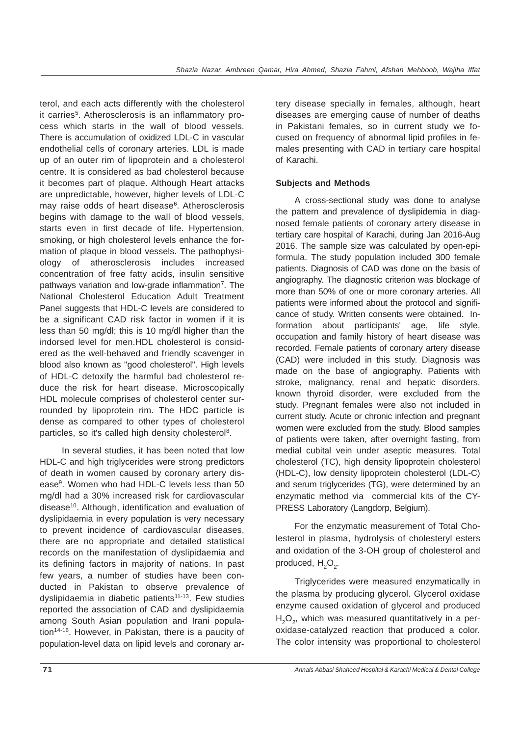terol, and each acts differently with the cholesterol it carries[5]. Atherosclerosis is an inflammatory process which starts in the wall of blood vessels. There is accumulation of oxidized LDL-C in vascular endothelial cells of coronary arteries. LDL is made up of an outer rim of lipoprotein and a cholesterol centre. It is considered as bad cholesterol because it becomes part of plaque. Although Heart attacks are unpredictable, however, higher levels of LDL-C may raise odds of heart disease[6]. Atherosclerosis begins with damage to the wall of blood vessels, starts even in first decade of life. Hypertension, smoking, or high cholesterol levels enhance the formation of plaque in blood vessels. The pathophysiology of atherosclerosis includes increased concentration of free fatty acids, insulin sensitive pathways variation and low-grade inflammation[7]. The National Cholesterol Education Adult Treatment Panel suggests that HDL-C levels are considered to be a significant CAD risk factor in women if it is less than 50 mg/dl; this is 10 mg/dl higher than the indorsed level for men.HDL cholesterol is considered as the well-behaved and friendly scavenger in blood also known as "good cholesterol". High levels of HDL-C detoxify the harmful bad cholesterol reduce the risk for heart disease. Microscopically HDL molecule comprises of cholesterol center surrounded by lipoprotein rim. The HDC particle is dense as compared to other types of cholesterol particles, so it's called high density cholesterol[8].

In several studies, it has been noted that low HDL-C and high triglycerides were strong predictors of death in women caused by coronary artery disease[9]. Women who had HDL-C levels less than 50 mg/dl had a 30% increased risk for cardiovascular disease[10]. Although, identification and evaluation of dyslipidaemia in every population is very necessary to prevent incidence of cardiovascular diseases, there are no appropriate and detailed statistical records on the manifestation of dyslipidaemia and its defining factors in majority of nations. In past few years, a number of studies have been conducted in Pakistan to observe prevalence of dyslipidaemia in diabetic patients[11-13]. Few studies reported the association of CAD and dyslipidaemia among South Asian population and Irani population[14-16]. However, in Pakistan, there is a paucity of population-level data on lipid levels and coronary artery disease specially in females, although, heart diseases are emerging cause of number of deaths in Pakistani females, so in current study we focused on frequency of abnormal lipid profiles in females presenting with CAD in tertiary care hospital of Karachi.

**Subjects and Methods**

A cross-sectional study was done to analyse the pattern and prevalence of dyslipidemia in diagnosed female patients of coronary artery disease in tertiary care hospital of Karachi, during Jan 2016-Aug 2016. The sample size was calculated by open-epi-formula. The study population included 300 female patients. Diagnosis of CAD was done on the basis of angiography. The diagnostic criterion was blockage of more than 50% of one or more coronary arteries. All patients were informed about the protocol and significance of study. Written consents were obtained. Information about participants' age, life style, occupation and family history of heart disease was recorded. Female patients of coronary artery disease (CAD) were included in this study. Diagnosis was made on the base of angiography. Patients with stroke, malignancy, renal and hepatic disorders, known thyroid disorder, were excluded from the study. Pregnant females were also not included in current study. Acute or chronic infection and pregnant women were excluded from the study. Blood samples of patients were taken, after overnight fasting, from medial cubital vein under aseptic measures. Total cholesterol (TC), high density lipoprotein cholesterol (HDL-C), low density lipoprotein cholesterol (LDL-C) and serum triglycerides (TG), were determined by an enzymatic method via commercial kits of the CYPRESS Laboratory (Langdorp, Belgium).

For the enzymatic measurement of Total Cholesterol in plasma, hydrolysis of cholesteryl esters and oxidation of the 3-OH group of cholesterol and produced, $H_2O_2$.

Triglycerides were measured enzymatically in the plasma by producing glycerol. Glycerol oxidase enzyme caused oxidation of glycerol and produced $H_2O_2$, which was measured quantitatively in a peroxidase-catalyzed reaction that produced a color. The color intensity was proportional to cholesterol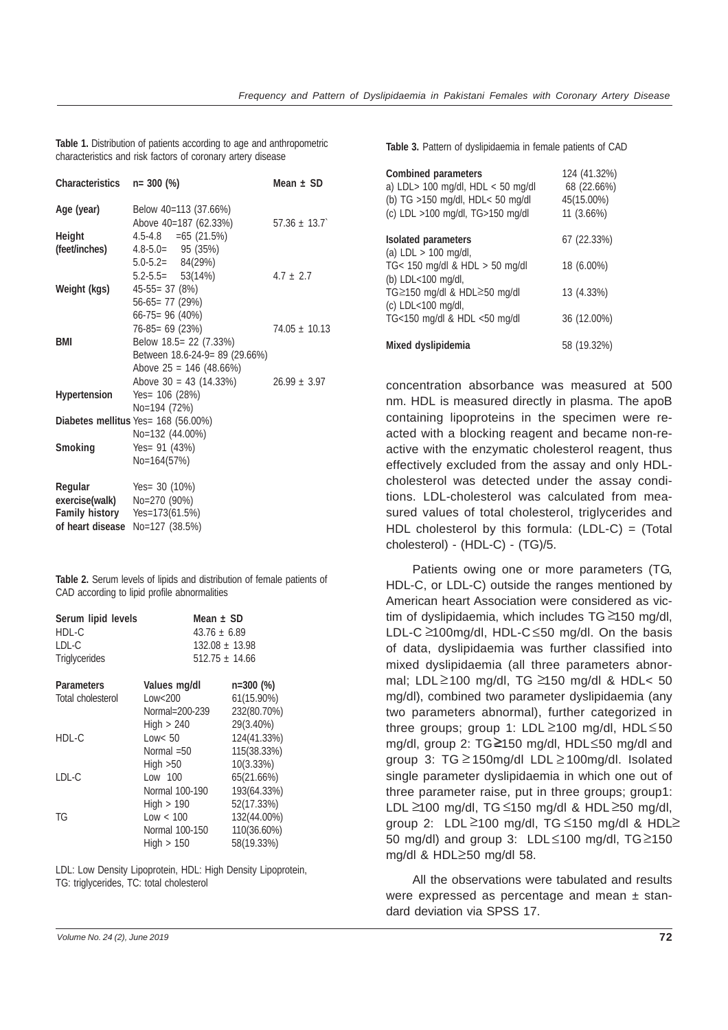**Table 1.** Distribution of patients according to age and anthropometric characteristics and risk factors of coronary artery disease

| Characteristics | n= 300 (%) | Mean ± SD |
|---|---|---|
| Age (year) | Below 40=113 (37.66%) | |
| | Above 40=187 (62.33%) | 57.36 ± 13.7` |
| Height (feet/inches) | 4.5-4.8 =65 (21.5%) | |
| | 4.8-5.0= 95 (35%) | |
| | 5.0-5.2= 84(29%) | |
| | 5.2-5.5= 53(14%) | 4.7 ± 2.7 |
| Weight (kgs) | 45-55= 37 (8%) | |
| | 56-65= 77 (29%) | |
| | 66-75= 96 (40%) | |
| | 76-85= 69 (23%) | 74.05 ± 10.13 |
| BMI | Below 18.5= 22 (7.33%) | |
| | Between 18.6-24-9= 89 (29.66%) | |
| | Above 25 = 146 (48.66%) | |
| | Above 30 = 43 (14.33%) | 26.99 ± 3.97 |
| Hypertension | Yes= 106 (28%) | |
| | No=194 (72%) | |
| Diabetes mellitus | Yes= 168 (56.00%) | |
| | No=132 (44.00%) | |
| Smoking | Yes= 91 (43%) | |
| | No=164(57%) | |
| Regular exercise(walk) | Yes= 30 (10%) | |
| | No=270 (90%) | |
| Family history of heart disease | Yes=173(61.5%) | |
| | No=127 (38.5%) | |

**Table 2.** Serum levels of lipids and distribution of female patients of CAD according to lipid profile abnormalities

| Serum lipid levels | Mean ± SD |
|---|---|
| HDL-C | 43.76 ± 6.89 |
| LDL-C | 132.08 ± 13.98 |
| Triglycerides | 512.75 ± 14.66 |

| Parameters | Values mg/dl | n=300 (%) |
|---|---|---|
| Total cholesterol | Low<200 | 61(15.90%) |
| | Normal=200-239 | 232(80.70%) |
| | High > 240 | 29(3.40%) |
| HDL-C | Low< 50 | 124(41.33%) |
| | Normal =50 | 115(38.33%) |
| | High >50 | 10(3.33%) |
| LDL-C | Low 100 | 65(21.66%) |
| | Normal 100-190 | 193(64.33%) |
| | High > 190 | 52(17.33%) |
| TG | Low < 100 | 132(44.00%) |
| | Normal 100-150 | 110(36.60%) |
| | High > 150 | 58(19.33%) |

LDL: Low Density Lipoprotein, HDL: High Density Lipoprotein, TG: triglycerides, TC: total cholesterol

**Table 3.** Pattern of dyslipidaemia in female patients of CAD

| Combined parameters | 124 (41.32%) |
|---|---|
| a) LDL> 100 mg/dl, HDL < 50 mg/dl | 68 (22.66%) |
| (b) TG >150 mg/dl, HDL< 50 mg/dl | 45(15.00%) |
| (c) LDL >100 mg/dl, TG>150 mg/dl | 11 (3.66%) |
| **Isolated parameters** | 67 (22.33%) |
| (a) LDL > 100 mg/dl, TG< 150 mg/dl & HDL > 50 mg/dl | 18 (6.00%) |
| (b) LDL<100 mg/dl, TG≥150 mg/dl & HDL≥50 mg/dl | 13 (4.33%) |
| (c) LDL<100 mg/dl, TG<150 mg/dl & HDL <50 mg/dl | 36 (12.00%) |
| **Mixed dyslipidemia** | 58 (19.32%) |

concentration absorbance was measured at 500 nm. HDL is measured directly in plasma. The apoB containing lipoproteins in the specimen were reacted with a blocking reagent and became non-reactive with the enzymatic cholesterol reagent, thus effectively excluded from the assay and only HDL-cholesterol was detected under the assay conditions. LDL-cholesterol was calculated from measured values of total cholesterol, triglycerides and HDL cholesterol by this formula: (LDL-C) = (Total cholesterol) - (HDL-C) - (TG)/5.

Patients owing one or more parameters (TG, HDL-C, or LDL-C) outside the ranges mentioned by American heart Association were considered as victim of dyslipidaemia, which includes TG ≥150 mg/dl, LDL-C ≥100mg/dl, HDL-C ≤50 mg/dl. On the basis of data, dyslipidaemia was further classified into mixed dyslipidaemia (all three parameters abnormal; LDL ≥100 mg/dl, TG ≥150 mg/dl & HDL< 50 mg/dl), combined two parameter dyslipidaemia (any two parameters abnormal), further categorized in three groups; group 1: LDL ≥100 mg/dl, HDL ≤50 mg/dl, group 2: TG≥150 mg/dl, HDL≤50 mg/dl and group 3: TG ≥ 150mg/dl LDL ≥ 100mg/dl. Isolated single parameter dyslipidaemia in which one out of three parameter raise, put in three groups; group1: LDL ≥100 mg/dl, TG ≤150 mg/dl & HDL ≥50 mg/dl, group 2: LDL ≥100 mg/dl, TG ≤150 mg/dl & HDL≥ 50 mg/dl) and group 3: LDL ≤100 mg/dl, TG ≥150 mg/dl & HDL≥50 mg/dl 58.

All the observations were tabulated and results were expressed as percentage and mean ± standard deviation via SPSS 17.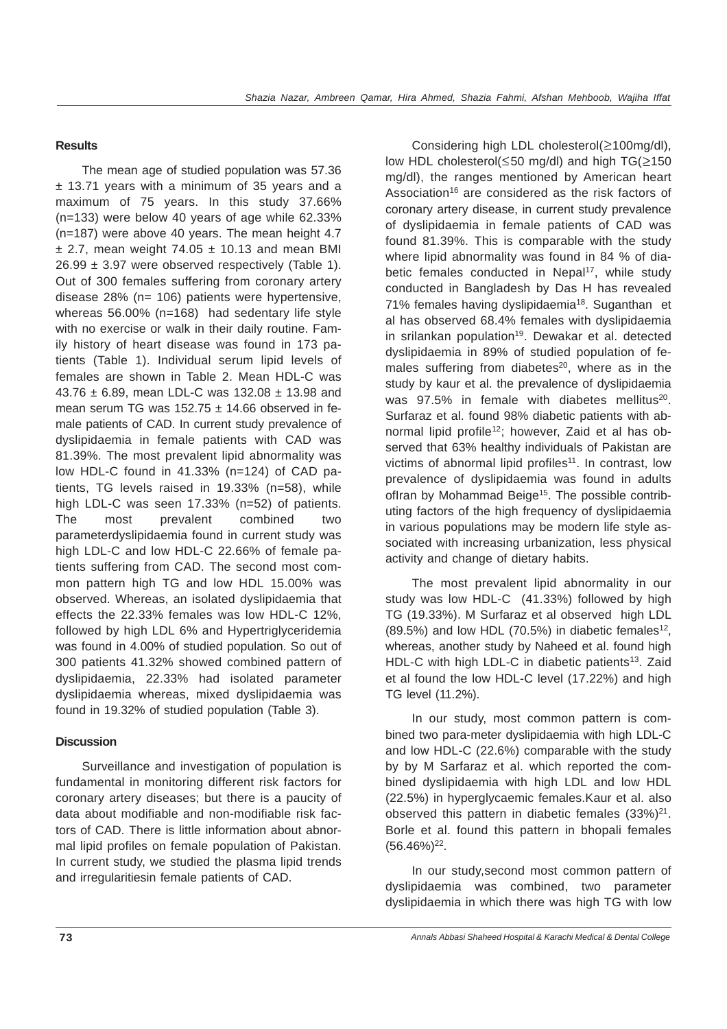### Results

The mean age of studied population was 57.36 ± 13.71 years with a minimum of 35 years and a maximum of 75 years. In this study 37.66% (n=133) were below 40 years of age while 62.33% (n=187) were above 40 years. The mean height 4.7 ± 2.7, mean weight 74.05 ± 10.13 and mean BMI 26.99 ± 3.97 were observed respectively (Table 1). Out of 300 females suffering from coronary artery disease 28% (n= 106) patients were hypertensive, whereas 56.00% (n=168) had sedentary life style with no exercise or walk in their daily routine. Family history of heart disease was found in 173 patients (Table 1). Individual serum lipid levels of females are shown in Table 2. Mean HDL-C was 43.76 ± 6.89, mean LDL-C was 132.08 ± 13.98 and mean serum TG was 152.75 ± 14.66 observed in female patients of CAD. In current study prevalence of dyslipidaemia in female patients with CAD was 81.39%. The most prevalent lipid abnormality was low HDL-C found in 41.33% (n=124) of CAD patients, TG levels raised in 19.33% (n=58), while high LDL-C was seen 17.33% (n=52) of patients. The most prevalent combined two parameterdyslipidaemia found in current study was high LDL-C and low HDL-C 22.66% of female patients suffering from CAD. The second most common pattern high TG and low HDL 15.00% was observed. Whereas, an isolated dyslipidaemia that effects the 22.33% females was low HDL-C 12%, followed by high LDL 6% and Hypertriglyceridemia was found in 4.00% of studied population. So out of 300 patients 41.32% showed combined pattern of dyslipidaemia, 22.33% had isolated parameter dyslipidaemia whereas, mixed dyslipidaemia was found in 19.32% of studied population (Table 3).

### Discussion

Surveillance and investigation of population is fundamental in monitoring different risk factors for coronary artery diseases; but there is a paucity of data about modifiable and non-modifiable risk factors of CAD. There is little information about abnormal lipid profiles on female population of Pakistan. In current study, we studied the plasma lipid trends and irregularitiesin female patients of CAD.

Considering high LDL cholesterol(≥100mg/dl), low HDL cholesterol(≤50 mg/dl) and high TG(≥150 mg/dl), the ranges mentioned by American heart Association[16] are considered as the risk factors of coronary artery disease, in current study prevalence of dyslipidaemia in female patients of CAD was found 81.39%. This is comparable with the study where lipid abnormality was found in 84 % of diabetic females conducted in Nepal[17], while study conducted in Bangladesh by Das H has revealed 71% females having dyslipidaemia[18]. Suganthan et al has observed 68.4% females with dyslipidaemia in srilankan population[19]. Dewakar et al. detected dyslipidaemia in 89% of studied population of females suffering from diabetes[20], where as in the study by kaur et al. the prevalence of dyslipidaemia was 97.5% in female with diabetes mellitus[20]. Surfaraz et al. found 98% diabetic patients with abnormal lipid profile[12]; however, Zaid et al has observed that 63% healthy individuals of Pakistan are victims of abnormal lipid profiles[11]. In contrast, low prevalence of dyslipidaemia was found in adults ofIran by Mohammad Beige[15]. The possible contributing factors of the high frequency of dyslipidaemia in various populations may be modern life style associated with increasing urbanization, less physical activity and change of dietary habits.

The most prevalent lipid abnormality in our study was low HDL-C (41.33%) followed by high TG (19.33%). M Surfaraz et al observed high LDL (89.5%) and low HDL (70.5%) in diabetic females[12], whereas, another study by Naheed et al. found high HDL-C with high LDL-C in diabetic patients[13]. Zaid et al found the low HDL-C level (17.22%) and high TG level (11.2%).

In our study, most common pattern is combined two para-meter dyslipidaemia with high LDL-C and low HDL-C (22.6%) comparable with the study by by M Sarfaraz et al. which reported the combined dyslipidaemia with high LDL and low HDL (22.5%) in hyperglycaemic females.Kaur et al. also observed this pattern in diabetic females (33%)[21]. Borle et al. found this pattern in bhopali females (56.46%)[22].

In our study,second most common pattern of dyslipidaemia was combined, two parameter dyslipidaemia in which there was high TG with low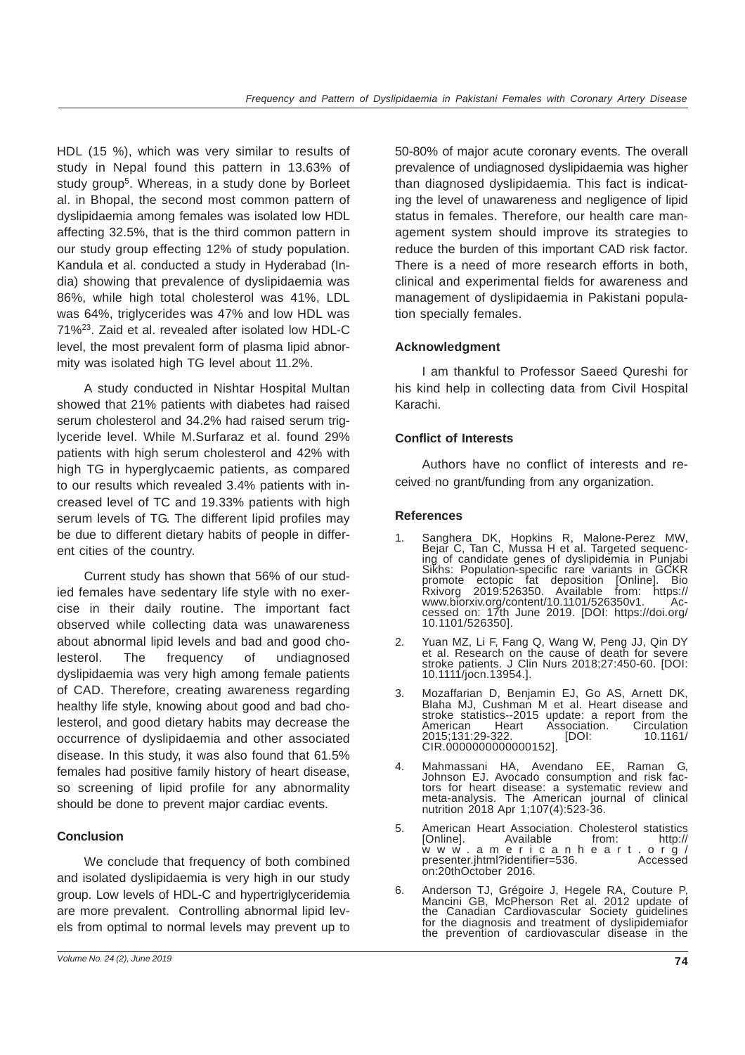HDL (15 %), which was very similar to results of study in Nepal found this pattern in 13.63% of study group[5]. Whereas, in a study done by Borleet al. in Bhopal, the second most common pattern of dyslipidaemia among females was isolated low HDL affecting 32.5%, that is the third common pattern in our study group effecting 12% of study population. Kandula et al. conducted a study in Hyderabad (India) showing that prevalence of dyslipidaemia was 86%, while high total cholesterol was 41%, LDL was 64%, triglycerides was 47% and low HDL was 71%[23]. Zaid et al. revealed after isolated low HDL-C level, the most prevalent form of plasma lipid abnormity was isolated high TG level about 11.2%.

A study conducted in Nishtar Hospital Multan showed that 21% patients with diabetes had raised serum cholesterol and 34.2% had raised serum triglyceride level. While M.Surfaraz et al. found 29% patients with high serum cholesterol and 42% with high TG in hyperglycaemic patients, as compared to our results which revealed 3.4% patients with increased level of TC and 19.33% patients with high serum levels of TG. The different lipid profiles may be due to different dietary habits of people in different cities of the country.

Current study has shown that 56% of our studied females have sedentary life style with no exercise in their daily routine. The important fact observed while collecting data was unawareness about abnormal lipid levels and bad and good cholesterol. The frequency of undiagnosed dyslipidaemia was very high among female patients of CAD. Therefore, creating awareness regarding healthy life style, knowing about good and bad cholesterol, and good dietary habits may decrease the occurrence of dyslipidaemia and other associated disease. In this study, it was also found that 61.5% females had positive family history of heart disease, so screening of lipid profile for any abnormality should be done to prevent major cardiac events.

## Conclusion

We conclude that frequency of both combined and isolated dyslipidaemia is very high in our study group. Low levels of HDL-C and hypertriglyceridemia are more prevalent. Controlling abnormal lipid levels from optimal to normal levels may prevent up to 50-80% of major acute coronary events. The overall prevalence of undiagnosed dyslipidaemia was higher than diagnosed dyslipidaemia. This fact is indicating the level of unawareness and negligence of lipid status in females. Therefore, our health care management system should improve its strategies to reduce the burden of this important CAD risk factor. There is a need of more research efforts in both, clinical and experimental fields for awareness and management of dyslipidaemia in Pakistani population specially females.

## Acknowledgment

I am thankful to Professor Saeed Qureshi for his kind help in collecting data from Civil Hospital Karachi.

## Conflict of Interests

Authors have no conflict of interests and received no grant/funding from any organization.

## References

1. Sanghera DK, Hopkins R, Malone-Perez MW, Bejar C, Tan C, Mussa H et al. Targeted sequencing of candidate genes of dyslipidemia in Punjabi Sikhs: Population-specific rare variants in GCKR promote ectopic fat deposition [Online]. Bio Rxivorg 2019:526350. Available from: https://www.biorxiv.org/content/10.1101/526350v1. Accessed on: 17th June 2019. [DOI: https://doi.org/10.1101/526350].
2. Yuan MZ, Li F, Fang Q, Wang W, Peng JJ, Qin DY et al. Research on the cause of death for severe stroke patients. J Clin Nurs 2018;27:450-60. [DOI: 10.1111/jocn.13954.].
3. Mozaffarian D, Benjamin EJ, Go AS, Arnett DK, Blaha MJ, Cushman M et al. Heart disease and stroke statistics--2015 update: a report from the American Heart Association. Circulation 2015;131:29-322. [DOI: 10.1161/CIR.0000000000000152].
4. Mahmassani HA, Avendano EE, Raman G, Johnson EJ. Avocado consumption and risk factors for heart disease: a systematic review and meta-analysis. The American journal of clinical nutrition 2018 Apr 1;107(4):523-36.
5. American Heart Association. Cholesterol statistics [Online]. Available from: http://www.americanheart.org/presenter.jhtml?identifier=536. Accessed on:20thOctober 2016.
6. Anderson TJ, Grégoire J, Hegele RA, Couture P, Mancini GB, McPherson Ret al. 2012 update of the Canadian Cardiovascular Society guidelines for the diagnosis and treatment of dyslipidemiafor the prevention of cardiovascular disease in the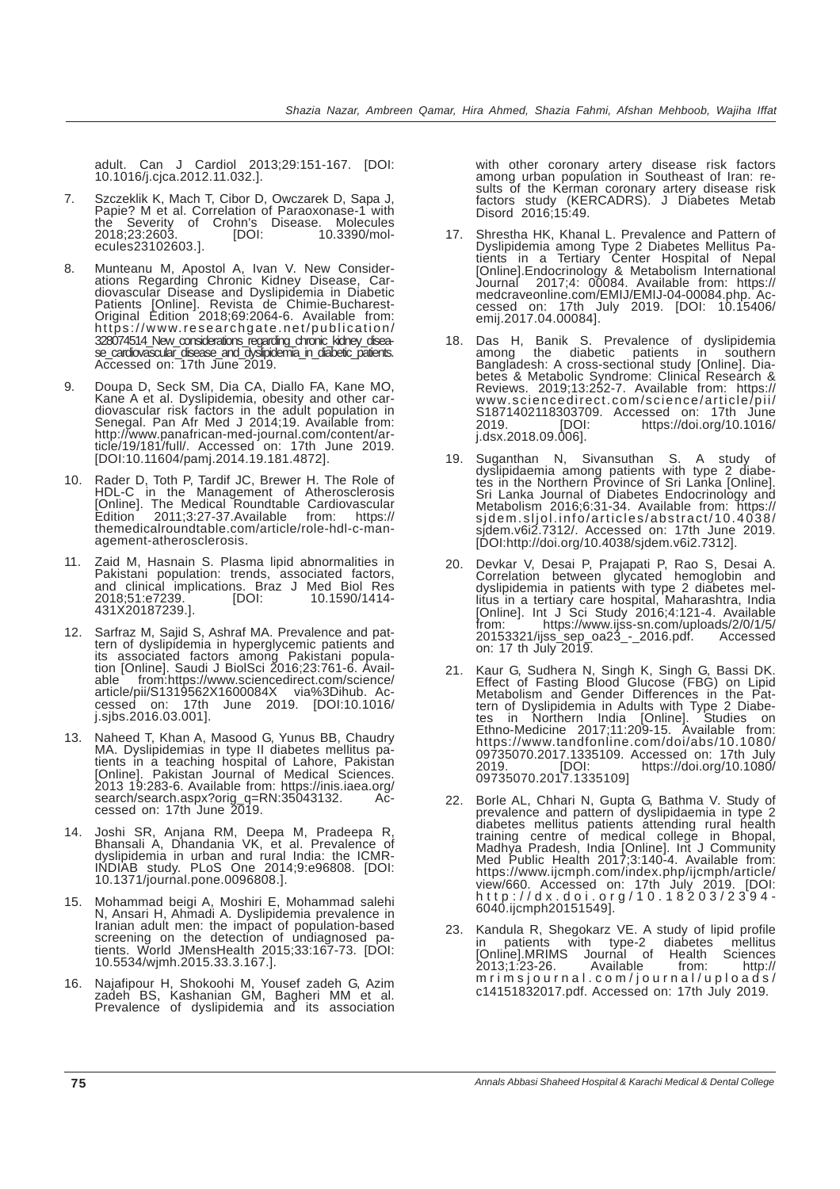adult. Can J Cardiol 2013;29:151-167. [DOI: 10.1016/j.cjca.2012.11.032.].

7. Szczeklik K, Mach T, Cibor D, Owczarek D, Sapa J, Papie? M et al. Correlation of Paraoxonase-1 with the Severity of Crohn's Disease. Molecules 2018;23:2603. [DOI: 10.3390/molecules23102603.].

8. Munteanu M, Apostol A, Ivan V. New Considerations Regarding Chronic Kidney Disease, Cardiovascular Disease and Dyslipidemia in Diabetic Patients [Online]. Revista de Chimie-Bucharest-Original Edition 2018;69:2064-6. Available from: https://www.researchgate.net/publication/328074514_New_considerations_regarding_chronic_kidney_disease_cardiovascular_disease_and_dyslipidemia_in_diabetic_patients. Accessed on: 17th June 2019.

9. Doupa D, Seck SM, Dia CA, Diallo FA, Kane MO, Kane A et al. Dyslipidemia, obesity and other cardiovascular risk factors in the adult population in Senegal. Pan Afr Med J 2014;19. Available from: http://www.panafrican-med-journal.com/content/article/19/181/full/. Accessed on: 17th June 2019. [DOI:10.11604/pamj.2014.19.181.4872].

10. Rader D, Toth P, Tardif JC, Brewer H. The Role of HDL-C in the Management of Atherosclerosis [Online]. The Medical Roundtable Cardiovascular Edition 2011;3:27-37.Available from: https://themedicalroundtable.com/article/role-hdl-c-management-atherosclerosis.

11. Zaid M, Hasnain S. Plasma lipid abnormalities in Pakistani population: trends, associated factors, and clinical implications. Braz J Med Biol Res 2018;51:e7239. [DOI: 10.1590/1414-431X20187239.].

12. Sarfraz M, Sajid S, Ashraf MA. Prevalence and pattern of dyslipidemia in hyperglycemic patients and its associated factors among Pakistani population [Online]. Saudi J BiolSci 2016;23:761-6. Available from:https://www.sciencedirect.com/science/article/pii/S1319562X1600084X via%3Dihub. Accessed on: 17th June 2019. [DOI:10.1016/j.sjbs.2016.03.001].

13. Naheed T, Khan A, Masood G, Yunus BB, Chaudry MA. Dyslipidemias in type II diabetes mellitus patients in a teaching hospital of Lahore, Pakistan [Online]. Pakistan Journal of Medical Sciences. 2013 19:283-6. Available from: https://inis.iaea.org/search/search.aspx?orig_q=RN:35043132. Accessed on: 17th June 2019.

14. Joshi SR, Anjana RM, Deepa M, Pradeepa R, Bhansali A, Dhandania VK, et al. Prevalence of dyslipidemia in urban and rural India: the ICMR-INDIAB study. PLoS One 2014;9:e96808. [DOI: 10.1371/journal.pone.0096808.].

15. Mohammad beigi A, Moshiri E, Mohammad salehi N, Ansari H, Ahmadi A. Dyslipidemia prevalence in Iranian adult men: the impact of population-based screening on the detection of undiagnosed patients. World JMensHealth 2015;33:167-73. [DOI: 10.5534/wjmh.2015.33.3.167.].

16. Najafipour H, Shokoohi M, Yousef zadeh G, Azim zadeh BS, Kashanian GM, Bagheri MM et al. Prevalence of dyslipidemia and its association with other coronary artery disease risk factors among urban population in Southeast of Iran: results of the Kerman coronary artery disease risk factors study (KERCADRS). J Diabetes Metab Disord 2016;15:49.

17. Shrestha HK, Khanal L. Prevalence and Pattern of Dyslipidemia among Type 2 Diabetes Mellitus Patients in a Tertiary Center Hospital of Nepal [Online].Endocrinology & Metabolism International Journal 2017;4: 00084. Available from: https://medcraveonline.com/EMIJ/EMIJ-04-00084.php. Accessed on: 17th July 2019. [DOI: 10.15406/emij.2017.04.00084].

18. Das H, Banik S. Prevalence of dyslipidemia among the diabetic patients in southern Bangladesh: A cross-sectional study [Online]. Diabetes & Metabolic Syndrome: Clinical Research & Reviews. 2019;13:252-7. Available from: https://www.sciencedirect.com/science/article/pii/S1871402118303709. Accessed on: 17th June 2019. [DOI: https://doi.org/10.1016/j.dsx.2018.09.006].

19. Suganthan N, Sivansuthan S. A study of dyslipidaemia among patients with type 2 diabetes in the Northern Province of Sri Lanka [Online]. Sri Lanka Journal of Diabetes Endocrinology and Metabolism 2016;6:31-34. Available from: https://sjdem.sljol.info/articles/abstract/10.4038/sjdem.v6i2.7312/. Accessed on: 17th June 2019. [DOI:http://doi.org/10.4038/sjdem.v6i2.7312].

20. Devkar V, Desai P, Prajapati P, Rao S, Desai A. Correlation between glycated hemoglobin and dyslipidemia in patients with type 2 diabetes mellitus in a tertiary care hospital, Maharashtra, India [Online]. Int J Sci Study 2016;4:121-4. Available from: https://www.ijss-sn.com/uploads/2/0/1/5/20153321/ijss_sep_oa23_-_2016.pdf. Accessed on: 17 th July 2019.

21. Kaur G, Sudhera N, Singh K, Singh G, Bassi DK. Effect of Fasting Blood Glucose (FBG) on Lipid Metabolism and Gender Differences in the Pattern of Dyslipidemia in Adults with Type 2 Diabetes in Northern India [Online]. Studies on Ethno-Medicine 2017;11:209-15. Available from: https://www.tandfonline.com/doi/abs/10.1080/09735070.2017.1335109. Accessed on: 17th July 2019. [DOI: https://doi.org/10.1080/09735070.2017.1335109]

22. Borle AL, Chhari N, Gupta G, Bathma V. Study of prevalence and pattern of dyslipidaemia in type 2 diabetes mellitus patients attending rural health training centre of medical college in Bhopal, Madhya Pradesh, India [Online]. Int J Community Med Public Health 2017;3:140-4. Available from: https://www.ijcmph.com/index.php/ijcmph/article/view/660. Accessed on: 17th July 2019. [DOI: http://dx.doi.org/10.18203/2394-6040.ijcmph20151549].

23. Kandula R, Shegokarz VE. A study of lipid profile in patients with type-2 diabetes mellitus [Online].MRIMS Journal of Health Sciences 2013;1:23-26. Available from: http://mrimsjournal.com/journal/uploads/c14151832017.pdf. Accessed on: 17th July 2019.